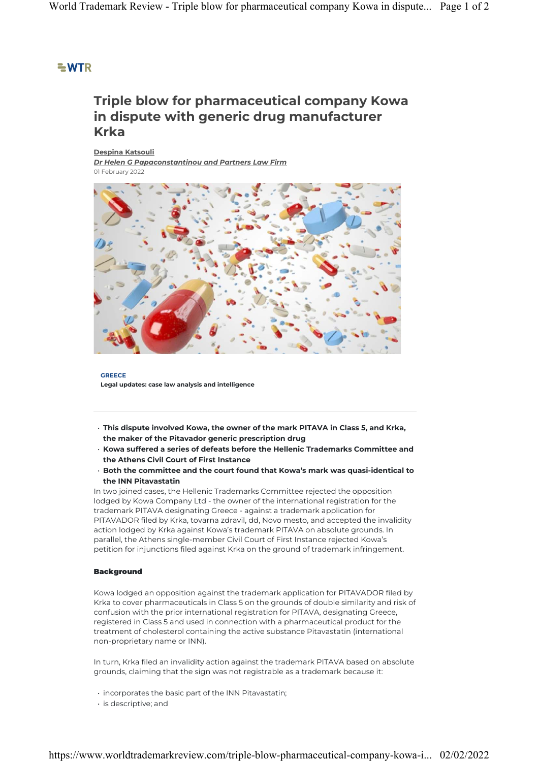WTR

# Triple blow for pharmaceutical company Kowa in dispute with generic drug manufacturer Krka

**Despina Katsouli**

***Dr Helen G Papaconstantinou and Partners Law Firm***

01 February 2022

**GREECE**

**Legal updates: case law analysis and intelligence**

- **This dispute involved Kowa, the owner of the mark PITAVA in Class 5, and Krka, the maker of the Pitavador generic prescription drug**
- **Kowa suffered a series of defeats before the Hellenic Trademarks Committee and the Athens Civil Court of First Instance**
- **Both the committee and the court found that Kowa's mark was quasi-identical to the INN Pitavastatin**

In two joined cases, the Hellenic Trademarks Committee rejected the opposition lodged by Kowa Company Ltd - the owner of the international registration for the trademark PITAVA designating Greece - against a trademark application for PITAVADOR filed by Krka, tovarna zdravil, dd, Novo mesto, and accepted the invalidity action lodged by Krka against Kowa's trademark PITAVA on absolute grounds. In parallel, the Athens single-member Civil Court of First Instance rejected Kowa's petition for injunctions filed against Krka on the ground of trademark infringement.

### Background

Kowa lodged an opposition against the trademark application for PITAVADOR filed by Krka to cover pharmaceuticals in Class 5 on the grounds of double similarity and risk of confusion with the prior international registration for PITAVA, designating Greece, registered in Class 5 and used in connection with a pharmaceutical product for the treatment of cholesterol containing the active substance Pitavastatin (international non-proprietary name or INN).

In turn, Krka filed an invalidity action against the trademark PITAVA based on absolute grounds, claiming that the sign was not registrable as a trademark because it:

- incorporates the basic part of the INN Pitavastatin;
- is descriptive; and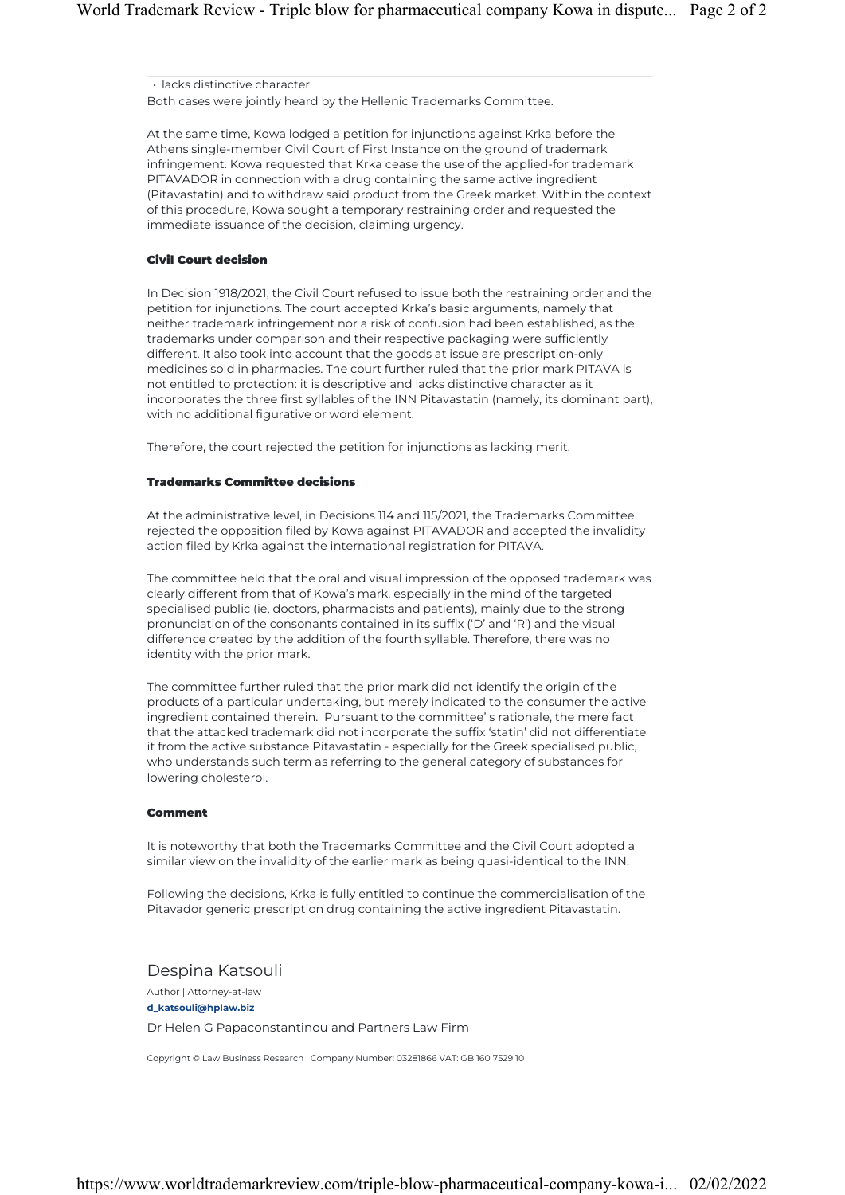- lacks distinctive character.

Both cases were jointly heard by the Hellenic Trademarks Committee.

At the same time, Kowa lodged a petition for injunctions against Krka before the Athens single-member Civil Court of First Instance on the ground of trademark infringement. Kowa requested that Krka cease the use of the applied-for trademark PITAVADOR in connection with a drug containing the same active ingredient (Pitavastatin) and to withdraw said product from the Greek market. Within the context of this procedure, Kowa sought a temporary restraining order and requested the immediate issuance of the decision, claiming urgency.

### Civil Court decision

In Decision 1918/2021, the Civil Court refused to issue both the restraining order and the petition for injunctions. The court accepted Krka's basic arguments, namely that neither trademark infringement nor a risk of confusion had been established, as the trademarks under comparison and their respective packaging were sufficiently different. It also took into account that the goods at issue are prescription-only medicines sold in pharmacies. The court further ruled that the prior mark PITAVA is not entitled to protection: it is descriptive and lacks distinctive character as it incorporates the three first syllables of the INN Pitavastatin (namely, its dominant part), with no additional figurative or word element.

Therefore, the court rejected the petition for injunctions as lacking merit.

### Trademarks Committee decisions

At the administrative level, in Decisions 114 and 115/2021, the Trademarks Committee rejected the opposition filed by Kowa against PITAVADOR and accepted the invalidity action filed by Krka against the international registration for PITAVA.

The committee held that the oral and visual impression of the opposed trademark was clearly different from that of Kowa's mark, especially in the mind of the targeted specialised public (ie, doctors, pharmacists and patients), mainly due to the strong pronunciation of the consonants contained in its suffix ('D' and 'R') and the visual difference created by the addition of the fourth syllable. Therefore, there was no identity with the prior mark.

The committee further ruled that the prior mark did not identify the origin of the products of a particular undertaking, but merely indicated to the consumer the active ingredient contained therein. Pursuant to the committee' s rationale, the mere fact that the attacked trademark did not incorporate the suffix 'statin' did not differentiate it from the active substance Pitavastatin - especially for the Greek specialised public, who understands such term as referring to the general category of substances for lowering cholesterol.

### Comment

It is noteworthy that both the Trademarks Committee and the Civil Court adopted a similar view on the invalidity of the earlier mark as being quasi-identical to the INN.

Following the decisions, Krka is fully entitled to continue the commercialisation of the Pitavador generic prescription drug containing the active ingredient Pitavastatin.

Despina Katsouli

Author | Attorney-at-law

**d_katsouli@hplaw.biz**

Dr Helen G Papaconstantinou and Partners Law Firm

Copyright © Law Business Research Company Number: 03281866 VAT: GB 160 7529 10